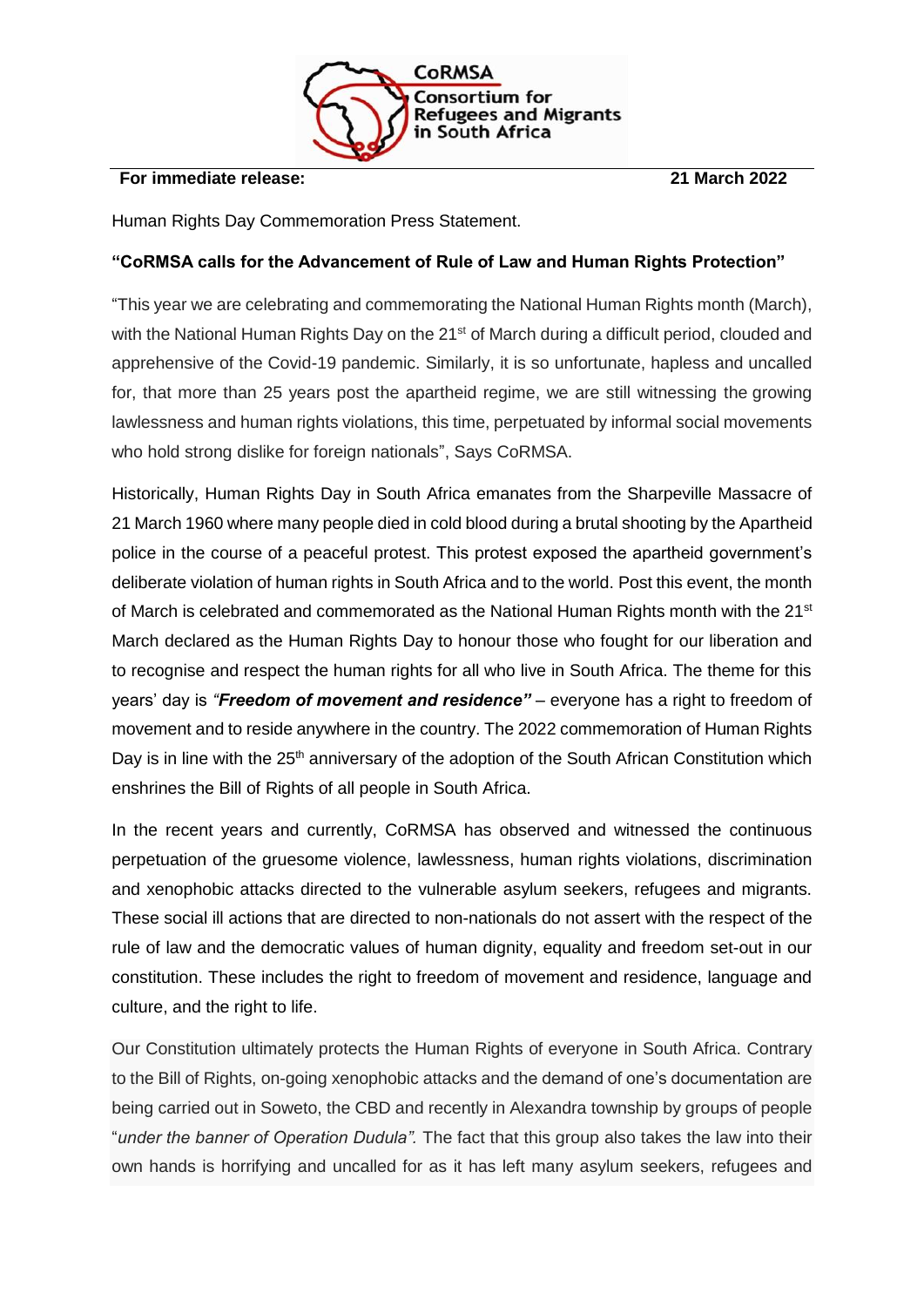CoRMSA
Consortium for Refugees and Migrants in South Africa

**For immediate release:** **21 March 2022**

Human Rights Day Commemoration Press Statement.

**"CoRMSA calls for the Advancement of Rule of Law and Human Rights Protection"**

"This year we are celebrating and commemorating the National Human Rights month (March), with the National Human Rights Day on the 21st of March during a difficult period, clouded and apprehensive of the Covid-19 pandemic. Similarly, it is so unfortunate, hapless and uncalled for, that more than 25 years post the apartheid regime, we are still witnessing the growing lawlessness and human rights violations, this time, perpetuated by informal social movements who hold strong dislike for foreign nationals", Says CoRMSA.

Historically, Human Rights Day in South Africa emanates from the Sharpeville Massacre of 21 March 1960 where many people died in cold blood during a brutal shooting by the Apartheid police in the course of a peaceful protest. This protest exposed the apartheid government's deliberate violation of human rights in South Africa and to the world. Post this event, the month of March is celebrated and commemorated as the National Human Rights month with the 21st March declared as the Human Rights Day to honour those who fought for our liberation and to recognise and respect the human rights for all who live in South Africa. The theme for this years' day is *"**Freedom of movement and residence**"* – everyone has a right to freedom of movement and to reside anywhere in the country. The 2022 commemoration of Human Rights Day is in line with the 25th anniversary of the adoption of the South African Constitution which enshrines the Bill of Rights of all people in South Africa.

In the recent years and currently, CoRMSA has observed and witnessed the continuous perpetuation of the gruesome violence, lawlessness, human rights violations, discrimination and xenophobic attacks directed to the vulnerable asylum seekers, refugees and migrants. These social ill actions that are directed to non-nationals do not assert with the respect of the rule of law and the democratic values of human dignity, equality and freedom set-out in our constitution. These includes the right to freedom of movement and residence, language and culture, and the right to life.

Our Constitution ultimately protects the Human Rights of everyone in South Africa. Contrary to the Bill of Rights, on-going xenophobic attacks and the demand of one's documentation are being carried out in Soweto, the CBD and recently in Alexandra township by groups of people "*under the banner of Operation Dudula".* The fact that this group also takes the law into their own hands is horrifying and uncalled for as it has left many asylum seekers, refugees and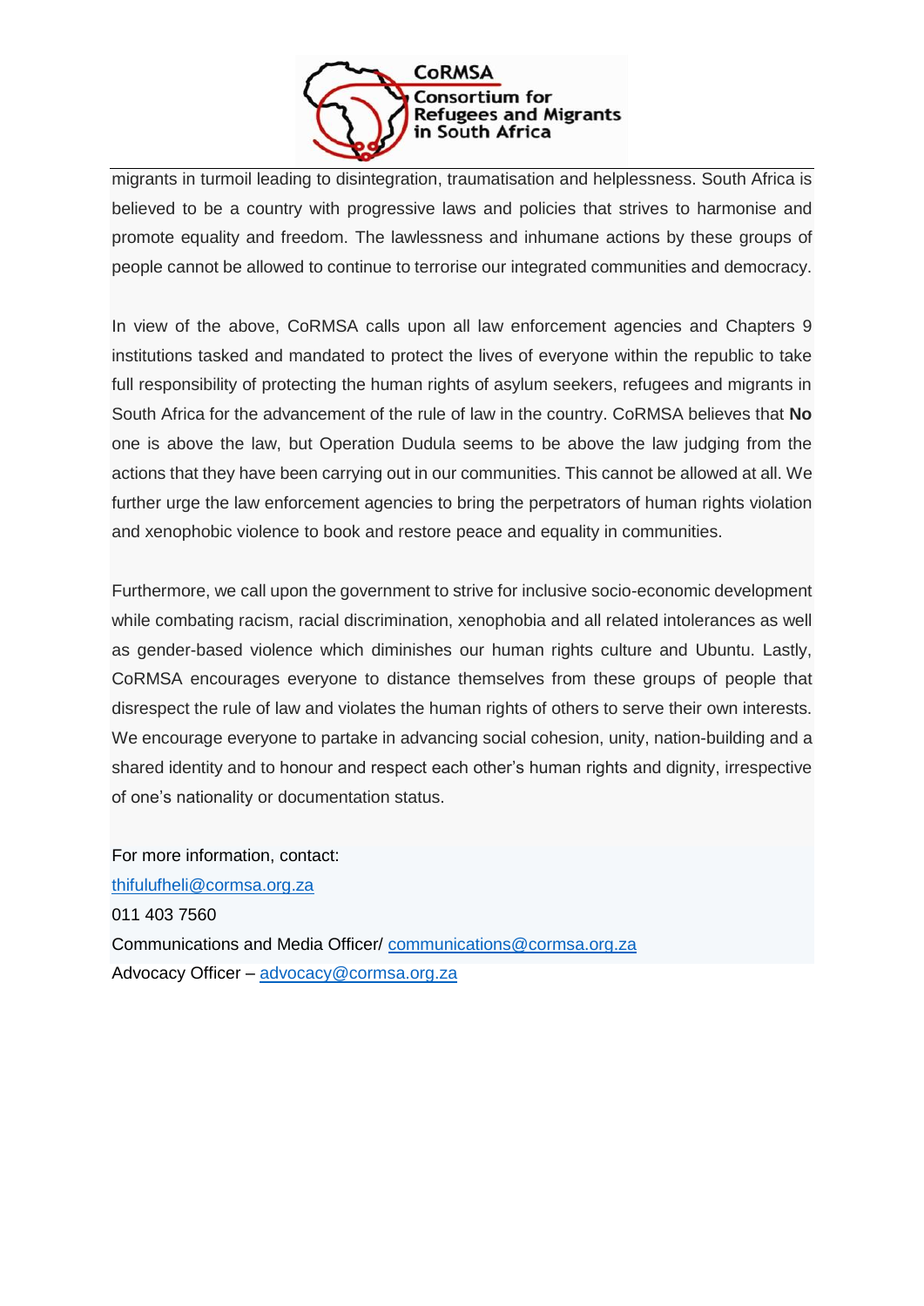migrants in turmoil leading to disintegration, traumatisation and helplessness. South Africa is believed to be a country with progressive laws and policies that strives to harmonise and promote equality and freedom. The lawlessness and inhumane actions by these groups of people cannot be allowed to continue to terrorise our integrated communities and democracy.

In view of the above, CoRMSA calls upon all law enforcement agencies and Chapters 9 institutions tasked and mandated to protect the lives of everyone within the republic to take full responsibility of protecting the human rights of asylum seekers, refugees and migrants in South Africa for the advancement of the rule of law in the country. CoRMSA believes that **No** one is above the law, but Operation Dudula seems to be above the law judging from the actions that they have been carrying out in our communities. This cannot be allowed at all. We further urge the law enforcement agencies to bring the perpetrators of human rights violation and xenophobic violence to book and restore peace and equality in communities.

Furthermore, we call upon the government to strive for inclusive socio-economic development while combating racism, racial discrimination, xenophobia and all related intolerances as well as gender-based violence which diminishes our human rights culture and Ubuntu. Lastly, CoRMSA encourages everyone to distance themselves from these groups of people that disrespect the rule of law and violates the human rights of others to serve their own interests. We encourage everyone to partake in advancing social cohesion, unity, nation-building and a shared identity and to honour and respect each other's human rights and dignity, irrespective of one's nationality or documentation status.

For more information, contact:
thifulufheli@cormsa.org.za
011 403 7560
Communications and Media Officer/ communications@cormsa.org.za
Advocacy Officer – advocacy@cormsa.org.za